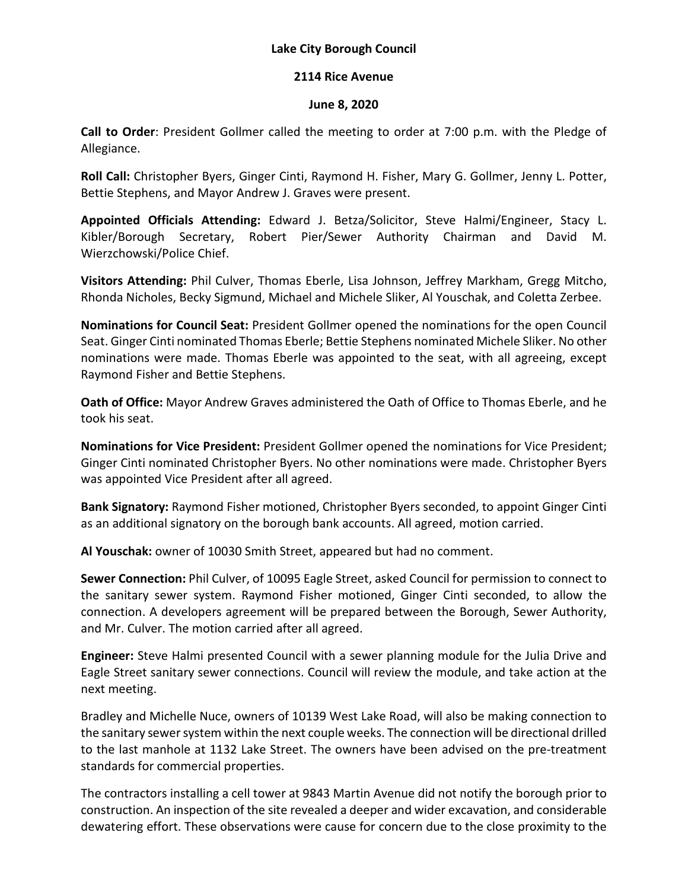**Lake City Borough Council**

**2114 Rice Avenue**

**June 8, 2020**

**Call to Order**: President Gollmer called the meeting to order at 7:00 p.m. with the Pledge of Allegiance.

**Roll Call:** Christopher Byers, Ginger Cinti, Raymond H. Fisher, Mary G. Gollmer, Jenny L. Potter, Bettie Stephens, and Mayor Andrew J. Graves were present.

**Appointed Officials Attending:** Edward J. Betza/Solicitor, Steve Halmi/Engineer, Stacy L. Kibler/Borough Secretary, Robert Pier/Sewer Authority Chairman and David M. Wierzchowski/Police Chief.

**Visitors Attending:** Phil Culver, Thomas Eberle, Lisa Johnson, Jeffrey Markham, Gregg Mitcho, Rhonda Nicholes, Becky Sigmund, Michael and Michele Sliker, Al Youschak, and Coletta Zerbee.

**Nominations for Council Seat:** President Gollmer opened the nominations for the open Council Seat. Ginger Cinti nominated Thomas Eberle; Bettie Stephens nominated Michele Sliker. No other nominations were made. Thomas Eberle was appointed to the seat, with all agreeing, except Raymond Fisher and Bettie Stephens.

**Oath of Office:** Mayor Andrew Graves administered the Oath of Office to Thomas Eberle, and he took his seat.

**Nominations for Vice President:** President Gollmer opened the nominations for Vice President; Ginger Cinti nominated Christopher Byers. No other nominations were made. Christopher Byers was appointed Vice President after all agreed.

**Bank Signatory:** Raymond Fisher motioned, Christopher Byers seconded, to appoint Ginger Cinti as an additional signatory on the borough bank accounts. All agreed, motion carried.

**Al Youschak:** owner of 10030 Smith Street, appeared but had no comment.

**Sewer Connection:** Phil Culver, of 10095 Eagle Street, asked Council for permission to connect to the sanitary sewer system. Raymond Fisher motioned, Ginger Cinti seconded, to allow the connection. A developers agreement will be prepared between the Borough, Sewer Authority, and Mr. Culver. The motion carried after all agreed.

**Engineer:** Steve Halmi presented Council with a sewer planning module for the Julia Drive and Eagle Street sanitary sewer connections. Council will review the module, and take action at the next meeting.

Bradley and Michelle Nuce, owners of 10139 West Lake Road, will also be making connection to the sanitary sewer system within the next couple weeks. The connection will be directional drilled to the last manhole at 1132 Lake Street. The owners have been advised on the pre-treatment standards for commercial properties.

The contractors installing a cell tower at 9843 Martin Avenue did not notify the borough prior to construction. An inspection of the site revealed a deeper and wider excavation, and considerable dewatering effort. These observations were cause for concern due to the close proximity to the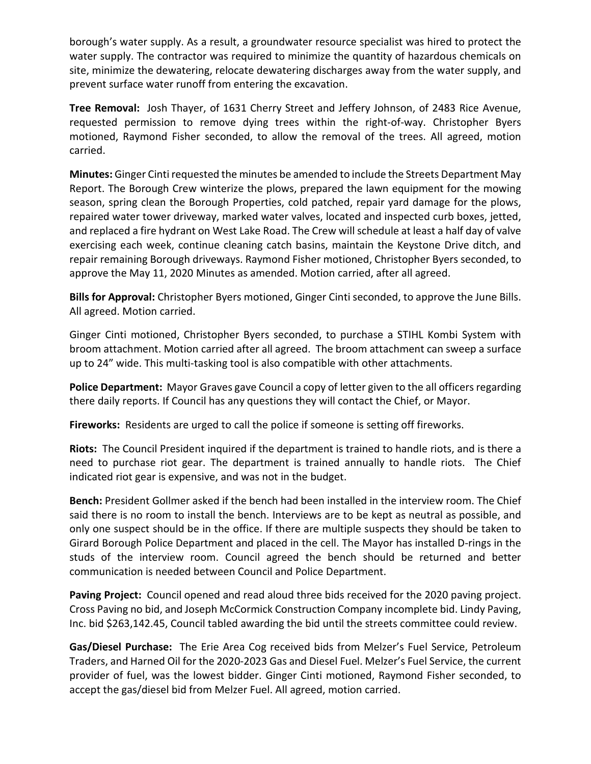borough's water supply. As a result, a groundwater resource specialist was hired to protect the water supply. The contractor was required to minimize the quantity of hazardous chemicals on site, minimize the dewatering, relocate dewatering discharges away from the water supply, and prevent surface water runoff from entering the excavation.

**Tree Removal:** Josh Thayer, of 1631 Cherry Street and Jeffery Johnson, of 2483 Rice Avenue, requested permission to remove dying trees within the right-of-way. Christopher Byers motioned, Raymond Fisher seconded, to allow the removal of the trees. All agreed, motion carried.

**Minutes:** Ginger Cinti requested the minutes be amended to include the Streets Department May Report. The Borough Crew winterize the plows, prepared the lawn equipment for the mowing season, spring clean the Borough Properties, cold patched, repair yard damage for the plows, repaired water tower driveway, marked water valves, located and inspected curb boxes, jetted, and replaced a fire hydrant on West Lake Road. The Crew will schedule at least a half day of valve exercising each week, continue cleaning catch basins, maintain the Keystone Drive ditch, and repair remaining Borough driveways. Raymond Fisher motioned, Christopher Byers seconded, to approve the May 11, 2020 Minutes as amended. Motion carried, after all agreed.

**Bills for Approval:** Christopher Byers motioned, Ginger Cinti seconded, to approve the June Bills. All agreed. Motion carried.

Ginger Cinti motioned, Christopher Byers seconded, to purchase a STIHL Kombi System with broom attachment. Motion carried after all agreed. The broom attachment can sweep a surface up to 24" wide. This multi-tasking tool is also compatible with other attachments.

**Police Department:** Mayor Graves gave Council a copy of letter given to the all officers regarding there daily reports. If Council has any questions they will contact the Chief, or Mayor.

**Fireworks:** Residents are urged to call the police if someone is setting off fireworks.

**Riots:** The Council President inquired if the department is trained to handle riots, and is there a need to purchase riot gear. The department is trained annually to handle riots. The Chief indicated riot gear is expensive, and was not in the budget.

**Bench:** President Gollmer asked if the bench had been installed in the interview room. The Chief said there is no room to install the bench. Interviews are to be kept as neutral as possible, and only one suspect should be in the office. If there are multiple suspects they should be taken to Girard Borough Police Department and placed in the cell. The Mayor has installed D-rings in the studs of the interview room. Council agreed the bench should be returned and better communication is needed between Council and Police Department.

**Paving Project:** Council opened and read aloud three bids received for the 2020 paving project. Cross Paving no bid, and Joseph McCormick Construction Company incomplete bid. Lindy Paving, Inc. bid $263,142.45, Council tabled awarding the bid until the streets committee could review.

**Gas/Diesel Purchase:** The Erie Area Cog received bids from Melzer's Fuel Service, Petroleum Traders, and Harned Oil for the 2020-2023 Gas and Diesel Fuel. Melzer's Fuel Service, the current provider of fuel, was the lowest bidder. Ginger Cinti motioned, Raymond Fisher seconded, to accept the gas/diesel bid from Melzer Fuel. All agreed, motion carried.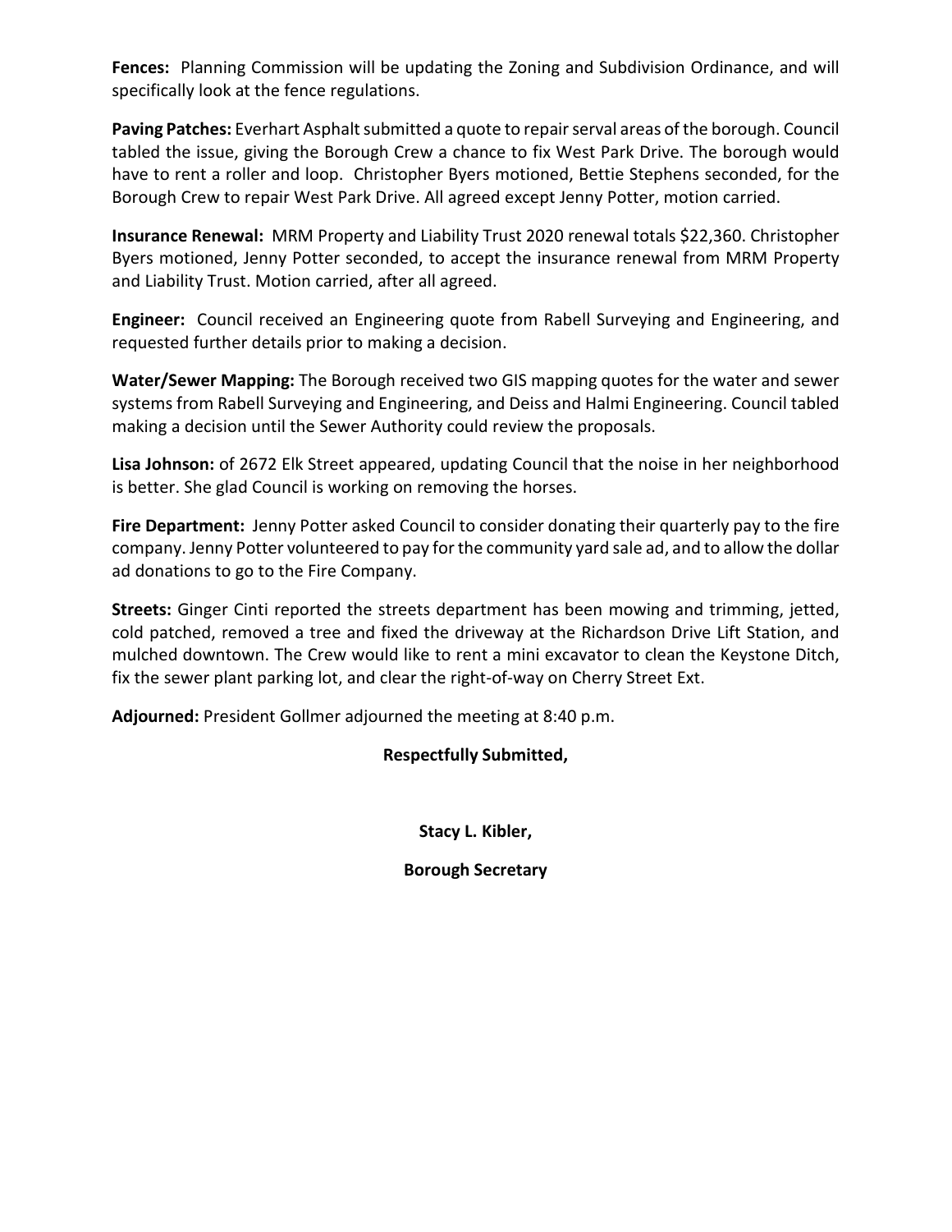**Fences:** Planning Commission will be updating the Zoning and Subdivision Ordinance, and will specifically look at the fence regulations.

**Paving Patches:** Everhart Asphalt submitted a quote to repair serval areas of the borough. Council tabled the issue, giving the Borough Crew a chance to fix West Park Drive. The borough would have to rent a roller and loop. Christopher Byers motioned, Bettie Stephens seconded, for the Borough Crew to repair West Park Drive. All agreed except Jenny Potter, motion carried.

**Insurance Renewal:** MRM Property and Liability Trust 2020 renewal totals $22,360. Christopher Byers motioned, Jenny Potter seconded, to accept the insurance renewal from MRM Property and Liability Trust. Motion carried, after all agreed.

**Engineer:** Council received an Engineering quote from Rabell Surveying and Engineering, and requested further details prior to making a decision.

**Water/Sewer Mapping:** The Borough received two GIS mapping quotes for the water and sewer systems from Rabell Surveying and Engineering, and Deiss and Halmi Engineering. Council tabled making a decision until the Sewer Authority could review the proposals.

**Lisa Johnson:** of 2672 Elk Street appeared, updating Council that the noise in her neighborhood is better. She glad Council is working on removing the horses.

**Fire Department:** Jenny Potter asked Council to consider donating their quarterly pay to the fire company. Jenny Potter volunteered to pay for the community yard sale ad, and to allow the dollar ad donations to go to the Fire Company.

**Streets:** Ginger Cinti reported the streets department has been mowing and trimming, jetted, cold patched, removed a tree and fixed the driveway at the Richardson Drive Lift Station, and mulched downtown. The Crew would like to rent a mini excavator to clean the Keystone Ditch, fix the sewer plant parking lot, and clear the right-of-way on Cherry Street Ext.

**Adjourned:** President Gollmer adjourned the meeting at 8:40 p.m.

**Respectfully Submitted,**

**Stacy L. Kibler,**

**Borough Secretary**